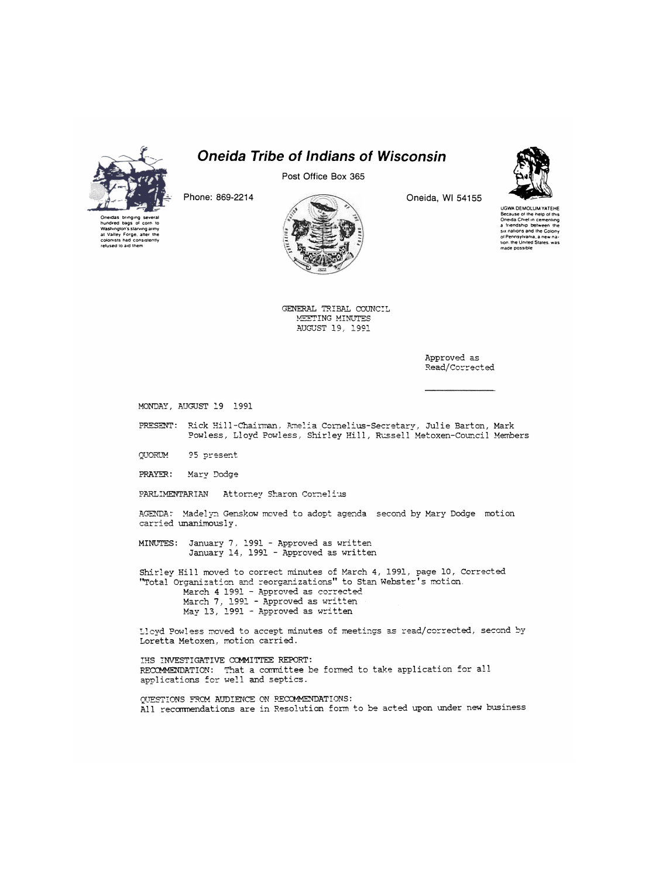# Oneida Tribe of Indians of Wisconsin

Post Office Box 365

Phone: 869-2214

Oneida, WI 54155

Oneidas bringing several hundred bags of corn to Washington's starving army at Valley Forge, after the colonists had consistently refused to aid them

UGWA DEMOLUM YATEHE
Because of the help of this Oneida Chief in cementing a friendship between the six nations and the Colony of Pennsylvania, a new nation, the United States, was made possible

GENERAL TRIBAL COUNCIL
MEETING MINUTES
AUGUST 19, 1991

Approved as
Read/Corrected

MONDAY, AUGUST 19 1991

PRESENT: Rick Hill-Chairman, Amelia Cornelius-Secretary, Julie Barton, Mark Powless, Lloyd Powless, Shirley Hill, Russell Metoxen-Council Members

QUORUM 95 present

PRAYER: Mary Dodge

PARLIMENTARIAN Attorney Sharon Cornelius

AGENDA: Madelyn Genskow moved to adopt agenda second by Mary Dodge motion carried unanimously.

MINUTES: January 7, 1991 - Approved as written
January 14, 1991 - Approved as written

Shirley Hill moved to correct minutes of March 4, 1991, page 10, Corrected "Total Organization and reorganizations" to Stan Webster's motion.
March 4 1991 - Approved as corrected
March 7, 1991 - Approved as written
May 13, 1991 - Approved as written

Lloyd Powless moved to accept minutes of meetings as read/corrected, second by Loretta Metoxen, motion carried.

IHS INVESTIGATIVE COMMITTEE REPORT:
RECOMMENDATION: That a committee be formed to take application for all applications for well and septics.

QUESTIONS FROM AUDIENCE ON RECOMMENDATIONS:
All recommendations are in Resolution form to be acted upon under new business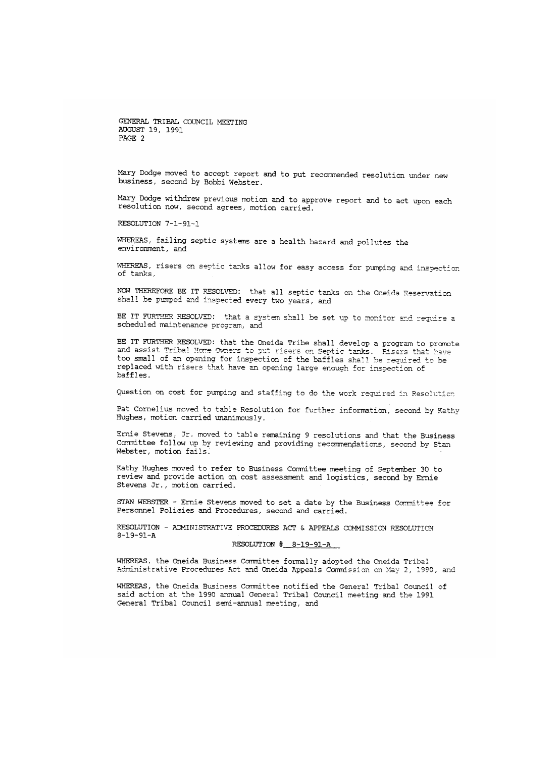Mary Dodge moved to accept report and to put recommended resolution under new business, second by Bobbi Webster.

Mary Dodge withdrew previous motion and to approve report and to act upon each resolution now, second agrees, motion carried.

RESOLUTION 7-1-91-1

WHEREAS, failing septic systems are a health hazard and pollutes the environment, and

WHEREAS, risers on septic tanks allow for easy access for pumping and inspection of tanks,

NOW THEREFORE BE IT RESOLVED: that all septic tanks on the Oneida Reservation shall be pumped and inspected every two years, and

BE IT FURTHER RESOLVED: that a system shall be set up to monitor and require a scheduled maintenance program, and

BE IT FURTHER RESOLVED: that the Oneida Tribe shall develop a program to promote and assist Tribal Home Owners to put risers on Septic tanks. Risers that have too small of an opening for inspection of the baffles shall be required to be replaced with risers that have an opening large enough for inspection of baffles.

Question on cost for pumping and staffing to do the work required in Resolution

Pat Cornelius moved to table Resolution for further information, second by Kathy Hughes, motion carried unanimously.

Ernie Stevens, Jr. moved to table remaining 9 resolutions and that the Business Committee follow up by reviewing and providing recommendations, second by Stan Webster, motion fails.

Kathy Hughes moved to refer to Business Committee meeting of September 30 to review and provide action on cost assessment and logistics, second by Ernie Stevens Jr., motion carried.

STAN WEBSTER - Ernie Stevens moved to set a date by the Business Committee for Personnel Policies and Procedures, second and carried.

RESOLUTION - ADMINISTRATIVE PROCEDURES ACT & APPEALS COMMISSION RESOLUTION 8-19-91-A

RESOLUTION # 8-19-91-A

WHEREAS, the Oneida Business Committee formally adopted the Oneida Tribal Administrative Procedures Act and Oneida Appeals Commission on May 2, 1990, and

WHEREAS, the Oneida Business Committee notified the General Tribal Council of said action at the 1990 annual General Tribal Council meeting and the 1991 General Tribal Council semi-annual meeting, and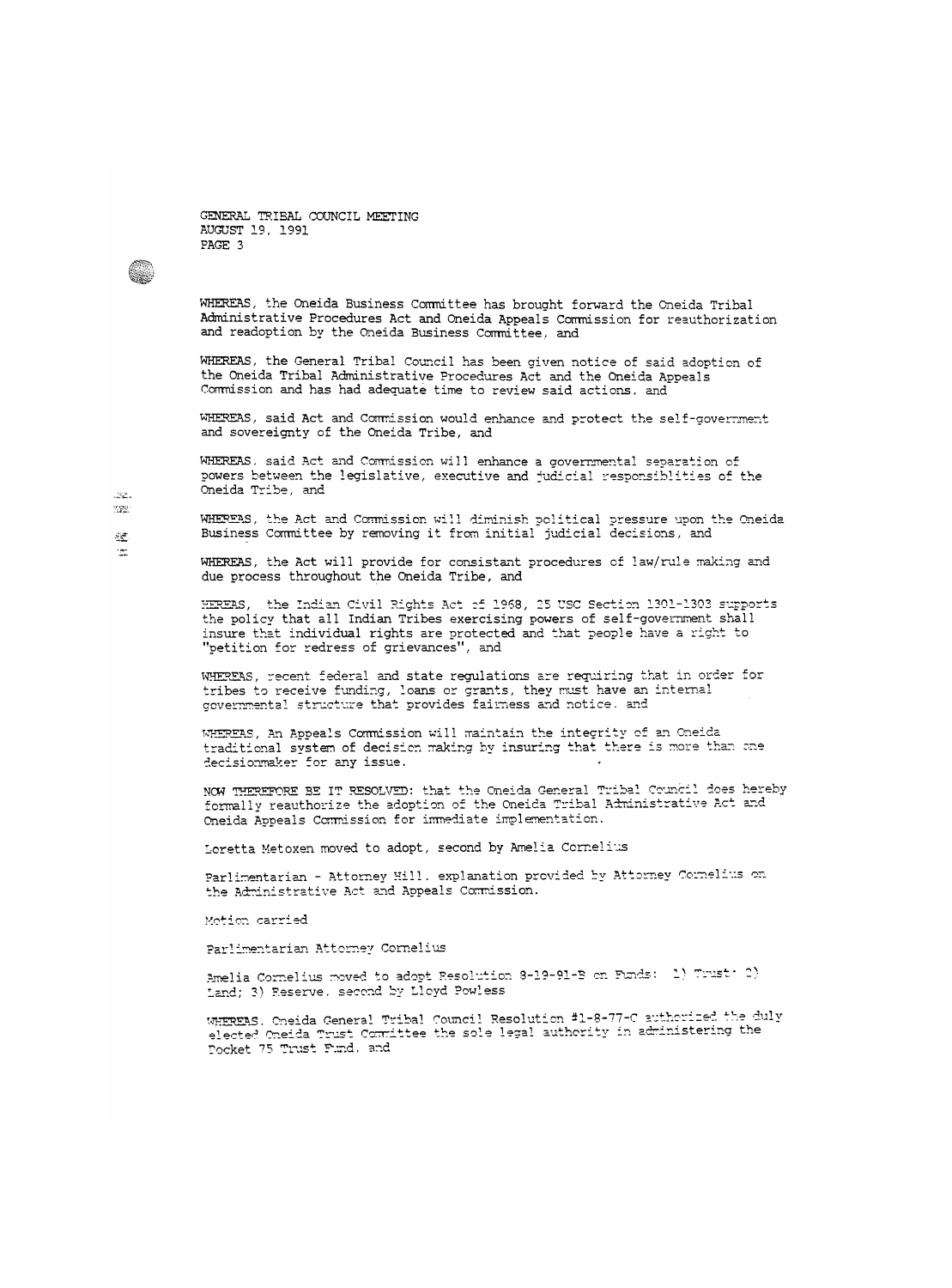WHEREAS, the Oneida Business Committee has brought forward the Oneida Tribal Administrative Procedures Act and Oneida Appeals Commission for reauthorization and readoption by the Oneida Business Committee, and

WHEREAS, the General Tribal Council has been given notice of said adoption of the Oneida Tribal Administrative Procedures Act and the Oneida Appeals Commission and has had adequate time to review said actions, and

WHEREAS, said Act and Commission would enhance and protect the self-government and sovereignty of the Oneida Tribe, and

WHEREAS, said Act and Commission will enhance a governmental separation of powers between the legislative, executive and judicial responsiblities of the Oneida Tribe, and

WHEREAS, the Act and Commission will diminish political pressure upon the Oneida Business Committee by removing it from initial judicial decisions, and

WHEREAS, the Act will provide for consistant procedures of law/rule making and due process throughout the Oneida Tribe, and

HEREAS, the Indian Civil Rights Act of 1968, 25 USC Section 1301-1303 supports the policy that all Indian Tribes exercising powers of self-government shall insure that individual rights are protected and that people have a right to "petition for redress of grievances", and

WHEREAS, recent federal and state regulations are requiring that in order for tribes to receive funding, loans or grants, they must have an internal governmental structure that provides fairness and notice. and

WHEREAS, An Appeals Commission will maintain the integrity of an Oneida traditional system of decision making by insuring that there is more than one decisionmaker for any issue.

NOW THEREFORE BE IT RESOLVED: that the Oneida General Tribal Council does hereby formally reauthorize the adoption of the Oneida Tribal Administrative Act and Oneida Appeals Commission for immediate implementation.

Loretta Metoxen moved to adopt, second by Amelia Cornelius

Parlimentarian - Attorney Hill. explanation provided by Attorney Cornelius on the Administrative Act and Appeals Commission.

Motion carried

Parlimentarian Attorney Cornelius

Amelia Cornelius moved to adopt Resolution 8-19-91-B on Funds: 1) Trust; 2) Land; 3) Reserve. second by Lloyd Powless

WHEREAS, Oneida General Tribal Council Resolution #1-8-77-C authorized the duly elected Oneida Trust Committee the sole legal authority in administering the Docket 75 Trust Fund, and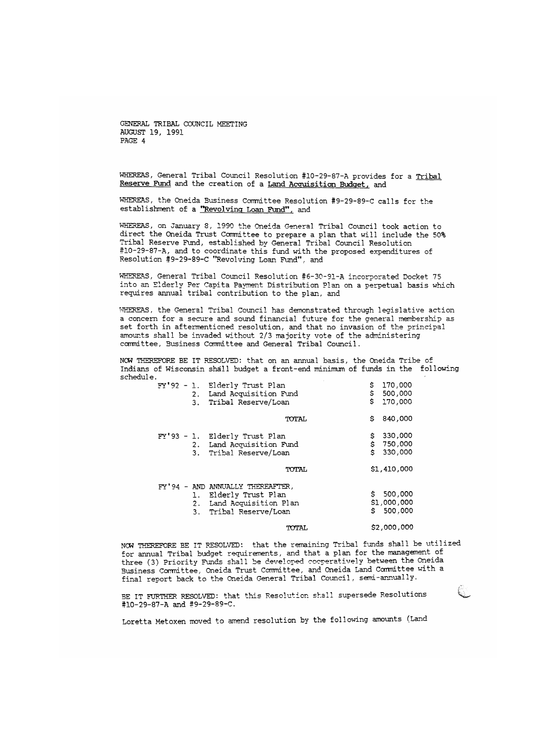WHEREAS, General Tribal Council Resolution #10-29-87-A provides for a Tribal Reserve Fund and the creation of a Land Acquisition Budget, and

WHEREAS, the Oneida Business Committee Resolution #9-29-89-C calls for the establishment of a "Revolving Loan Fund", and

WHEREAS, on January 8, 1990 the Oneida General Tribal Council took action to direct the Oneida Trust Committee to prepare a plan that will include the 50% Tribal Reserve Fund, established by General Tribal Council Resolution #10-29-87-A, and to coordinate this fund with the proposed expenditures of Resolution #9-29-89-C "Revolving Loan Fund", and

WHEREAS, General Tribal Council Resolution #6-30-91-A incorporated Docket 75 into an Elderly Per Capita Payment Distribution Plan on a perpetual basis which requires annual tribal contribution to the plan, and

WHEREAS, the General Tribal Council has demonstrated through legislative action a concern for a secure and sound financial future for the general membership as set forth in aftermentioned resolution, and that no invasion of the principal amounts shall be invaded without 2/3 majority vote of the administering committee, Business Committee and General Tribal Council.

NOW THEREFORE BE IT RESOLVED: that on an annual basis, the Oneida Tribe of Indians of Wisconsin shall budget a front-end minimum of funds in the following schedule.

| | | |
|---|---|---|
| FY'92 - | 1. Elderly Trust Plan | $ 170,000 |
| | 2. Land Acquisition Fund | $ 500,000 |
| | 3. Tribal Reserve/Loan | $ 170,000 |
| | TOTAL | $ 840,000 |
| FY'93 - | 1. Elderly Trust Plan | $ 330,000 |
| | 2. Land Acquisition Fund | $ 750,000 |
| | 3. Tribal Reserve/Loan | $ 330,000 |
| | TOTAL | $1,410,000 |
| FY'94 - AND ANNUALLY THEREAFTER, | | |
| | 1. Elderly Trust Plan | $ 500,000 |
| | 2. Land Acquisition Plan | $1,000,000 |
| | 3. Tribal Reserve/Loan | $ 500,000 |
| | TOTAL | $2,000,000 |

NOW THEREFORE BE IT RESOLVED: that the remaining Tribal funds shall be utilized for annual Tribal budget requirements, and that a plan for the management of three (3) Priority Funds shall be developed cooperatively between the Oneida Business Committee, Oneida Trust Committee, and Oneida Land Committee with a final report back to the Oneida General Tribal Council, semi-annually.

BE IT FURTHER RESOLVED: that this Resolution shall supersede Resolutions #10-29-87-A and #9-29-89-C.

Loretta Metoxen moved to amend resolution by the following amounts (Land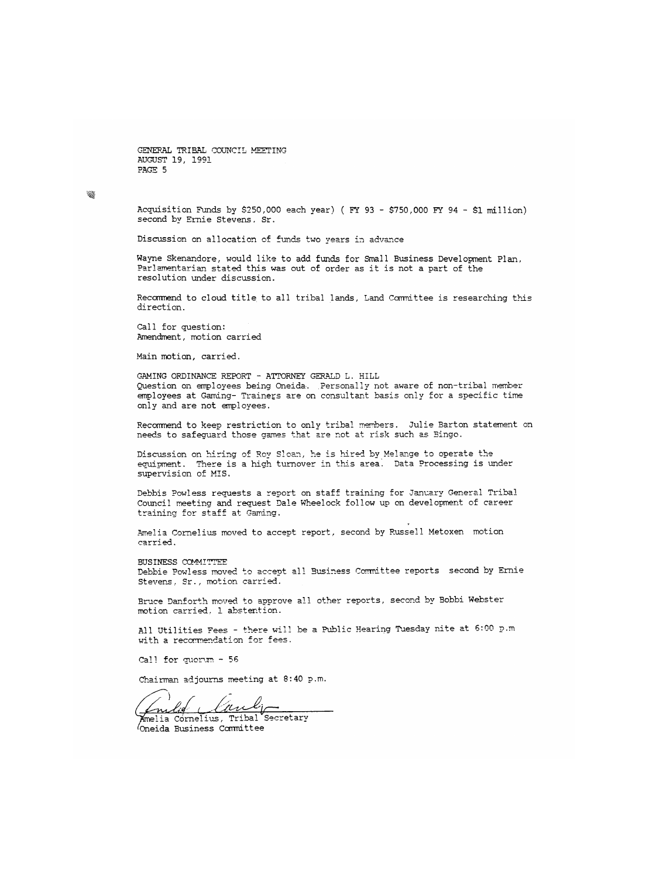Acquisition Funds by $250,000 each year) ( FY 93 - $750,000 FY 94 - $1 million) second by Ernie Stevens, Sr.

Discussion on allocation of funds two years in advance

Wayne Skenandore, would like to add funds for Small Business Development Plan, Parlamentarian stated this was out of order as it is not a part of the resolution under discussion.

Recommend to cloud title to all tribal lands, Land Committee is researching this direction.

Call for question:
Amendment, motion carried

Main motion, carried.

GAMING ORDINANCE REPORT - ATTORNEY GERALD L. HILL
Question on employees being Oneida. Personally not aware of non-tribal member employees at Gaming- Trainers are on consultant basis only for a specific time only and are not employees.

Recommend to keep restriction to only tribal members. Julie Barton statement on needs to safeguard those games that are not at risk such as Bingo.

Discussion on hiring of Roy Sloan, he is hired by Melange to operate the equipment. There is a high turnover in this area. Data Processing is under supervision of MIS.

Debbie Powless requests a report on staff training for January General Tribal Council meeting and request Dale Wheelock follow up on development of career training for staff at Gaming.

Amelia Cornelius moved to accept report, second by Russell Metoxen motion carried.

BUSINESS COMMITTEE
Debbie Powless moved to accept all Business Committee reports second by Ernie Stevens, Sr., motion carried.

Bruce Danforth moved to approve all other reports, second by Bobbi Webster motion carried, 1 abstention.

All Utilities Fees - there will be a Public Hearing Tuesday nite at 6:00 p.m with a recommendation for fees.

Call for quorum - 56

Chairman adjourns meeting at 8:40 p.m.

Amelia Cornelius, Tribal Secretary
Oneida Business Committee